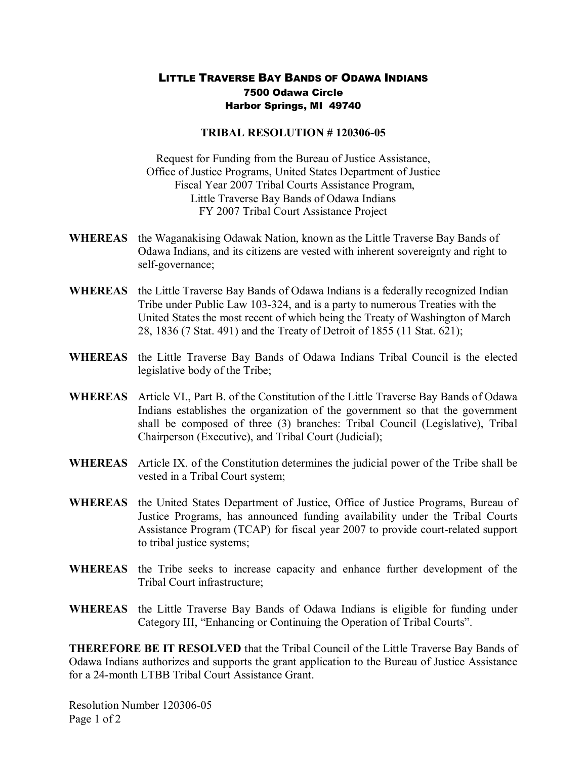# Little Traverse Bay Bands of Odawa Indians

**7500 Odawa Circle**
**Harbor Springs, MI 49740**

## TRIBAL RESOLUTION # 120306-05

Request for Funding from the Bureau of Justice Assistance,
Office of Justice Programs, United States Department of Justice
Fiscal Year 2007 Tribal Courts Assistance Program,
Little Traverse Bay Bands of Odawa Indians
FY 2007 Tribal Court Assistance Project

**WHEREAS** the Waganakising Odawak Nation, known as the Little Traverse Bay Bands of Odawa Indians, and its citizens are vested with inherent sovereignty and right to self-governance;

**WHEREAS** the Little Traverse Bay Bands of Odawa Indians is a federally recognized Indian Tribe under Public Law 103-324, and is a party to numerous Treaties with the United States the most recent of which being the Treaty of Washington of March 28, 1836 (7 Stat. 491) and the Treaty of Detroit of 1855 (11 Stat. 621);

**WHEREAS** the Little Traverse Bay Bands of Odawa Indians Tribal Council is the elected legislative body of the Tribe;

**WHEREAS** Article VI., Part B. of the Constitution of the Little Traverse Bay Bands of Odawa Indians establishes the organization of the government so that the government shall be composed of three (3) branches: Tribal Council (Legislative), Tribal Chairperson (Executive), and Tribal Court (Judicial);

**WHEREAS** Article IX. of the Constitution determines the judicial power of the Tribe shall be vested in a Tribal Court system;

**WHEREAS** the United States Department of Justice, Office of Justice Programs, Bureau of Justice Programs, has announced funding availability under the Tribal Courts Assistance Program (TCAP) for fiscal year 2007 to provide court-related support to tribal justice systems;

**WHEREAS** the Tribe seeks to increase capacity and enhance further development of the Tribal Court infrastructure;

**WHEREAS** the Little Traverse Bay Bands of Odawa Indians is eligible for funding under Category III, "Enhancing or Continuing the Operation of Tribal Courts".

**THEREFORE BE IT RESOLVED** that the Tribal Council of the Little Traverse Bay Bands of Odawa Indians authorizes and supports the grant application to the Bureau of Justice Assistance for a 24-month LTBB Tribal Court Assistance Grant.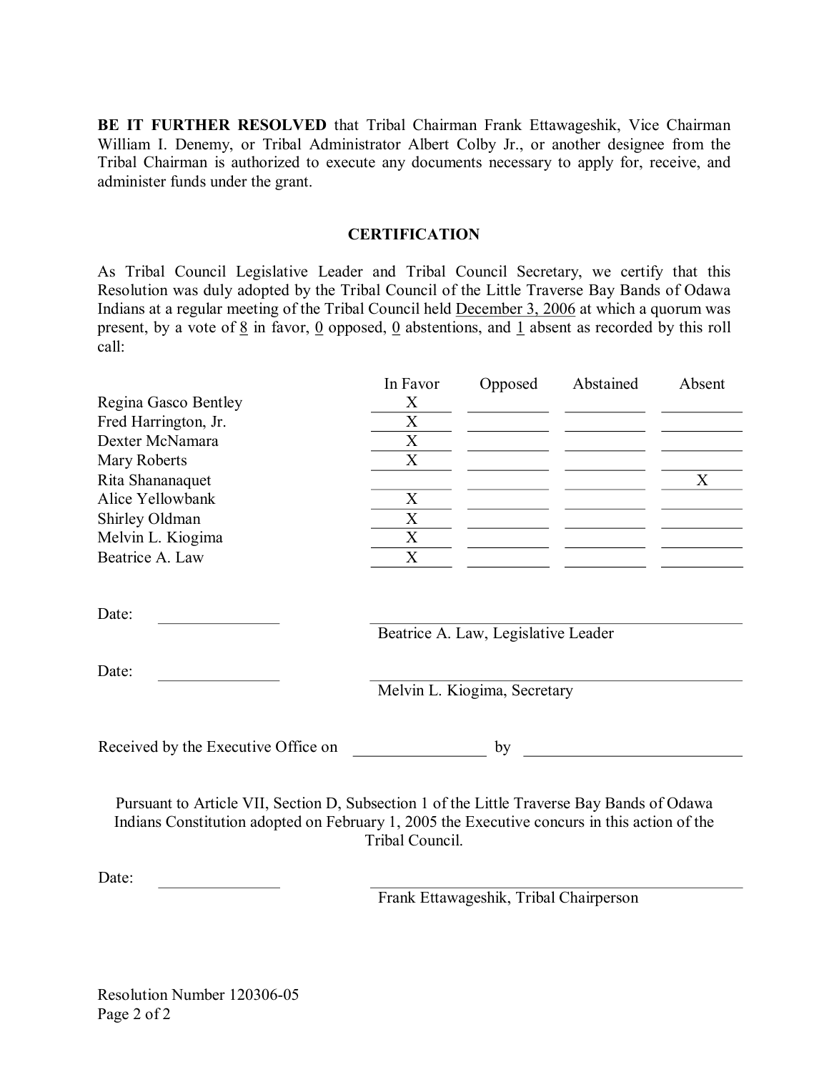**BE IT FURTHER RESOLVED** that Tribal Chairman Frank Ettawageshik, Vice Chairman William I. Denemy, or Tribal Administrator Albert Colby Jr., or another designee from the Tribal Chairman is authorized to execute any documents necessary to apply for, receive, and administer funds under the grant.

## CERTIFICATION

As Tribal Council Legislative Leader and Tribal Council Secretary, we certify that this Resolution was duly adopted by the Tribal Council of the Little Traverse Bay Bands of Odawa Indians at a regular meeting of the Tribal Council held December 3, 2006 at which a quorum was present, by a vote of 8 in favor, 0 opposed, 0 abstentions, and 1 absent as recorded by this roll call:

| | In Favor | Opposed | Abstained | Absent |
|---|---|---|---|---|
| Regina Gasco Bentley | X | | | |
| Fred Harrington, Jr. | X | | | |
| Dexter McNamara | X | | | |
| Mary Roberts | X | | | |
| Rita Shananaquet | | | | X |
| Alice Yellowbank | X | | | |
| Shirley Oldman | X | | | |
| Melvin L. Kiogima | X | | | |
| Beatrice A. Law | X | | | |

Date: _______________ _______________________________
Beatrice A. Law, Legislative Leader

Date: _______________ _______________________________
Melvin L. Kiogima, Secretary

Received by the Executive Office on ________________ by ___________________________

Pursuant to Article VII, Section D, Subsection 1 of the Little Traverse Bay Bands of Odawa Indians Constitution adopted on February 1, 2005 the Executive concurs in this action of the Tribal Council.

Date: _______________ _______________________________
Frank Ettawageshik, Tribal Chairperson

Resolution Number 120306-05